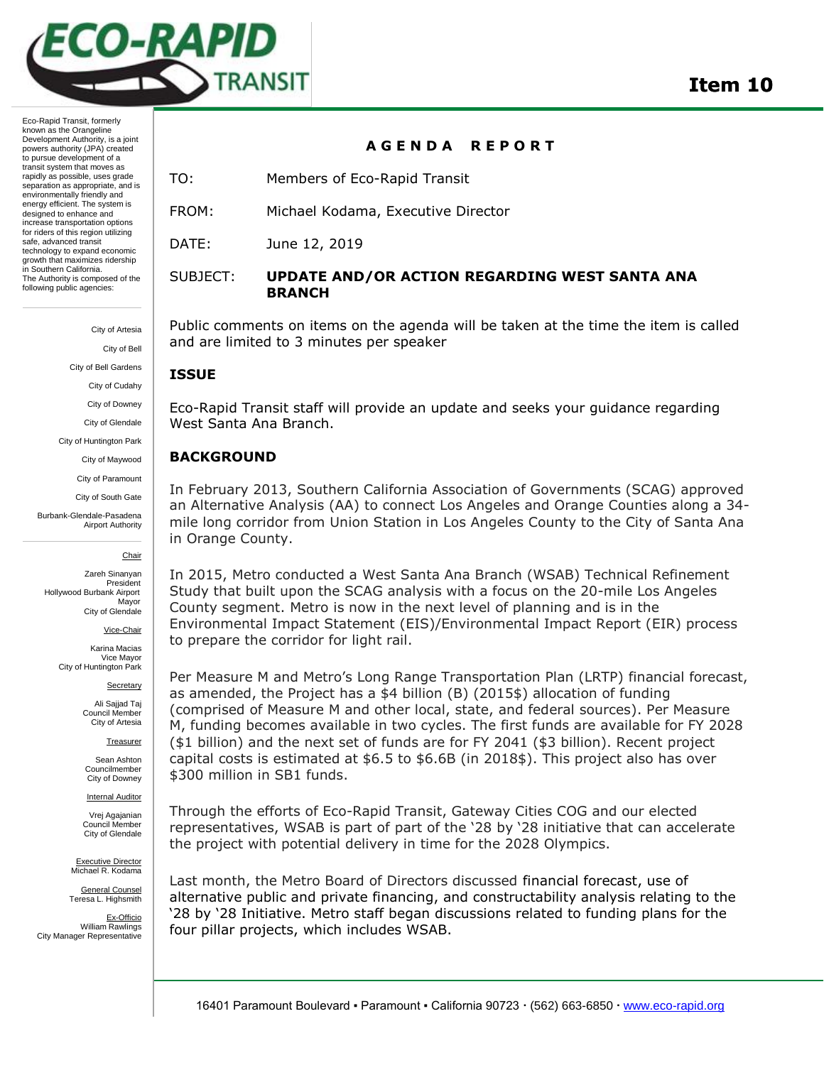# Item 10

Eco-Rapid Transit, formerly known as the Orangeline Development Authority, is a joint powers authority (JPA) created to pursue development of a transit system that moves as rapidly as possible, uses grade separation as appropriate, and is environmentally friendly and energy efficient. The system is designed to enhance and increase transportation options for riders of this region utilizing safe, advanced transit technology to expand economic growth that maximizes ridership in Southern California. The Authority is composed of the following public agencies:

City of Artesia
City of Bell
City of Bell Gardens
City of Cudahy
City of Downey
City of Glendale
City of Huntington Park
City of Maywood
City of Paramount
City of South Gate
Burbank-Glendale-Pasadena Airport Authority

Chair
Zareh Sinanyan
President
Hollywood Burbank Airport
Mayor
City of Glendale

Vice-Chair
Karina Macias
Vice Mayor
City of Huntington Park

Secretary
Ali Sajjad Taj
Council Member
City of Artesia

Treasurer
Sean Ashton
Councilmember
City of Downey

Internal Auditor
Vrej Agajanian
Council Member
City of Glendale

Executive Director
Michael R. Kodama

General Counsel
Teresa L. Highsmith

Ex-Officio
William Rawlings
City Manager Representative

## AGENDA REPORT

TO: Members of Eco-Rapid Transit

FROM: Michael Kodama, Executive Director

DATE: June 12, 2019

SUBJECT: **UPDATE AND/OR ACTION REGARDING WEST SANTA ANA BRANCH**

Public comments on items on the agenda will be taken at the time the item is called and are limited to 3 minutes per speaker

### ISSUE

Eco-Rapid Transit staff will provide an update and seeks your guidance regarding West Santa Ana Branch.

### BACKGROUND

In February 2013, Southern California Association of Governments (SCAG) approved an Alternative Analysis (AA) to connect Los Angeles and Orange Counties along a 34-mile long corridor from Union Station in Los Angeles County to the City of Santa Ana in Orange County.

In 2015, Metro conducted a West Santa Ana Branch (WSAB) Technical Refinement Study that built upon the SCAG analysis with a focus on the 20-mile Los Angeles County segment. Metro is now in the next level of planning and is in the Environmental Impact Statement (EIS)/Environmental Impact Report (EIR) process to prepare the corridor for light rail.

Per Measure M and Metro's Long Range Transportation Plan (LRTP) financial forecast, as amended, the Project has a $4 billion (B) (2015$) allocation of funding (comprised of Measure M and other local, state, and federal sources). Per Measure M, funding becomes available in two cycles. The first funds are available for FY 2028 ($1 billion) and the next set of funds are for FY 2041 ($3 billion). Recent project capital costs is estimated at $6.5 to $6.6B (in 2018$). This project also has over $300 million in SB1 funds.

Through the efforts of Eco-Rapid Transit, Gateway Cities COG and our elected representatives, WSAB is part of part of the '28 by '28 initiative that can accelerate the project with potential delivery in time for the 2028 Olympics.

Last month, the Metro Board of Directors discussed financial forecast, use of alternative public and private financing, and constructability analysis relating to the '28 by '28 Initiative. Metro staff began discussions related to funding plans for the four pillar projects, which includes WSAB.

16401 Paramount Boulevard ▪ Paramount ▪ California 90723 · (562) 663-6850 · www.eco-rapid.org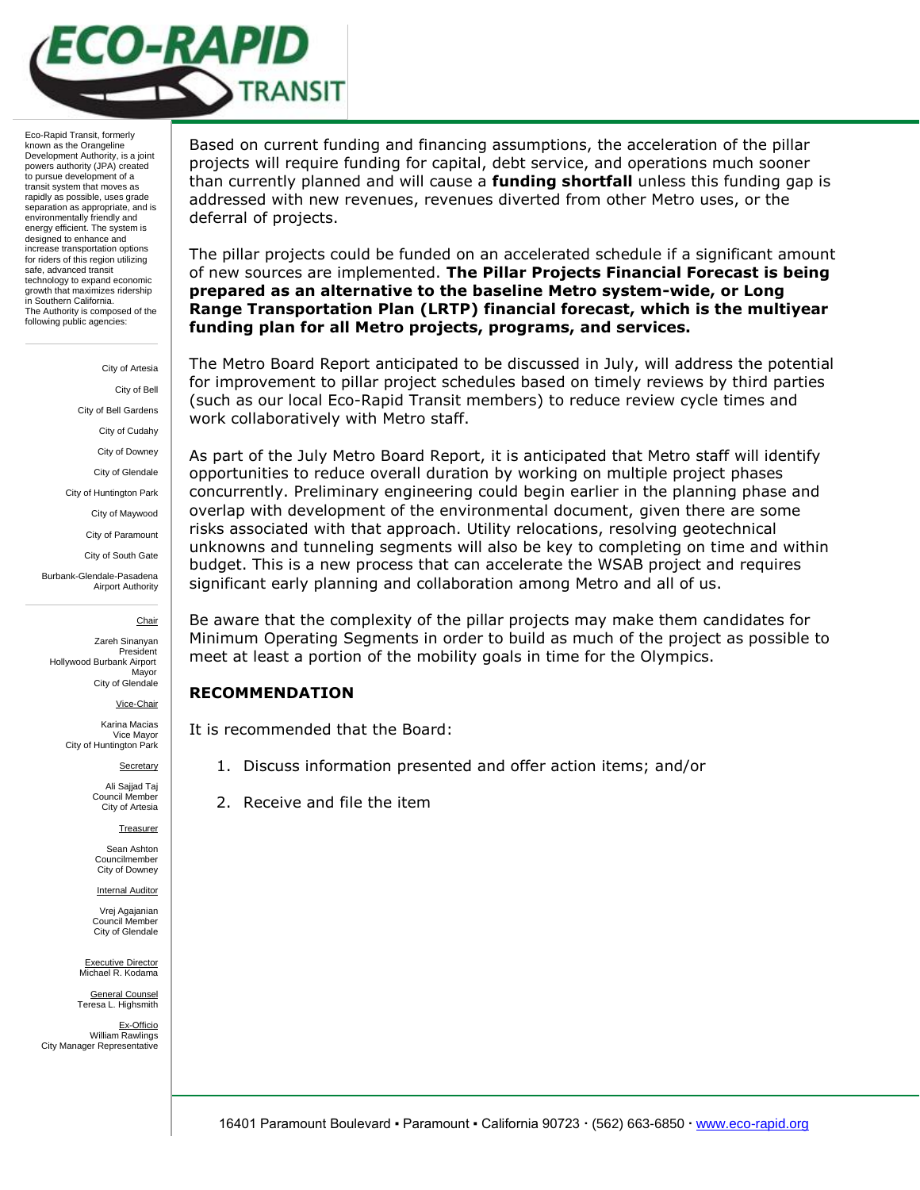Based on current funding and financing assumptions, the acceleration of the pillar projects will require funding for capital, debt service, and operations much sooner than currently planned and will cause a **funding shortfall** unless this funding gap is addressed with new revenues, revenues diverted from other Metro uses, or the deferral of projects.

The pillar projects could be funded on an accelerated schedule if a significant amount of new sources are implemented. **The Pillar Projects Financial Forecast is being prepared as an alternative to the baseline Metro system-wide, or Long Range Transportation Plan (LRTP) financial forecast, which is the multiyear funding plan for all Metro projects, programs, and services.**

The Metro Board Report anticipated to be discussed in July, will address the potential for improvement to pillar project schedules based on timely reviews by third parties (such as our local Eco-Rapid Transit members) to reduce review cycle times and work collaboratively with Metro staff.

As part of the July Metro Board Report, it is anticipated that Metro staff will identify opportunities to reduce overall duration by working on multiple project phases concurrently. Preliminary engineering could begin earlier in the planning phase and overlap with development of the environmental document, given there are some risks associated with that approach. Utility relocations, resolving geotechnical unknowns and tunneling segments will also be key to completing on time and within budget. This is a new process that can accelerate the WSAB project and requires significant early planning and collaboration among Metro and all of us.

Be aware that the complexity of the pillar projects may make them candidates for Minimum Operating Segments in order to build as much of the project as possible to meet at least a portion of the mobility goals in time for the Olympics.

## RECOMMENDATION

It is recommended that the Board:

1. Discuss information presented and offer action items; and/or
2. Receive and file the item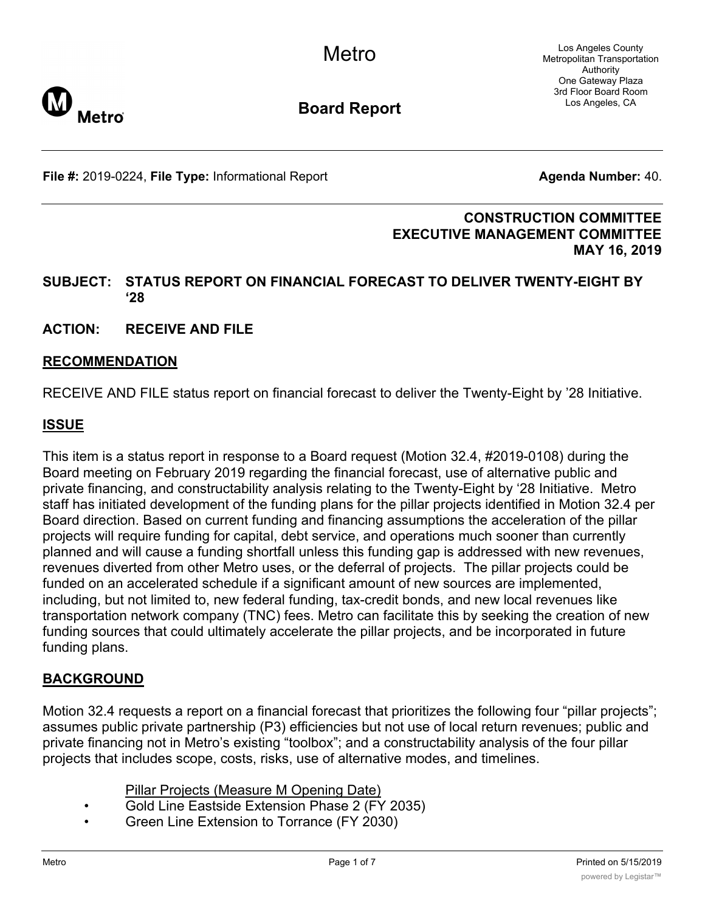Metro

**Board Report**

Los Angeles County Metropolitan Transportation Authority
One Gateway Plaza
3rd Floor Board Room
Los Angeles, CA

**File #:** 2019-0224, **File Type:** Informational Report **Agenda Number:** 40.

**CONSTRUCTION COMMITTEE**
**EXECUTIVE MANAGEMENT COMMITTEE**
**MAY 16, 2019**

**SUBJECT: STATUS REPORT ON FINANCIAL FORECAST TO DELIVER TWENTY-EIGHT BY '28**

**ACTION: RECEIVE AND FILE**

## RECOMMENDATION

RECEIVE AND FILE status report on financial forecast to deliver the Twenty-Eight by '28 Initiative.

## ISSUE

This item is a status report in response to a Board request (Motion 32.4, #2019-0108) during the Board meeting on February 2019 regarding the financial forecast, use of alternative public and private financing, and constructability analysis relating to the Twenty-Eight by '28 Initiative. Metro staff has initiated development of the funding plans for the pillar projects identified in Motion 32.4 per Board direction. Based on current funding and financing assumptions the acceleration of the pillar projects will require funding for capital, debt service, and operations much sooner than currently planned and will cause a funding shortfall unless this funding gap is addressed with new revenues, revenues diverted from other Metro uses, or the deferral of projects. The pillar projects could be funded on an accelerated schedule if a significant amount of new sources are implemented, including, but not limited to, new federal funding, tax-credit bonds, and new local revenues like transportation network company (TNC) fees. Metro can facilitate this by seeking the creation of new funding sources that could ultimately accelerate the pillar projects, and be incorporated in future funding plans.

## BACKGROUND

Motion 32.4 requests a report on a financial forecast that prioritizes the following four "pillar projects"; assumes public private partnership (P3) efficiencies but not use of local return revenues; public and private financing not in Metro's existing "toolbox"; and a constructability analysis of the four pillar projects that includes scope, costs, risks, use of alternative modes, and timelines.

Pillar Projects (Measure M Opening Date)

- Gold Line Eastside Extension Phase 2 (FY 2035)
- Green Line Extension to Torrance (FY 2030)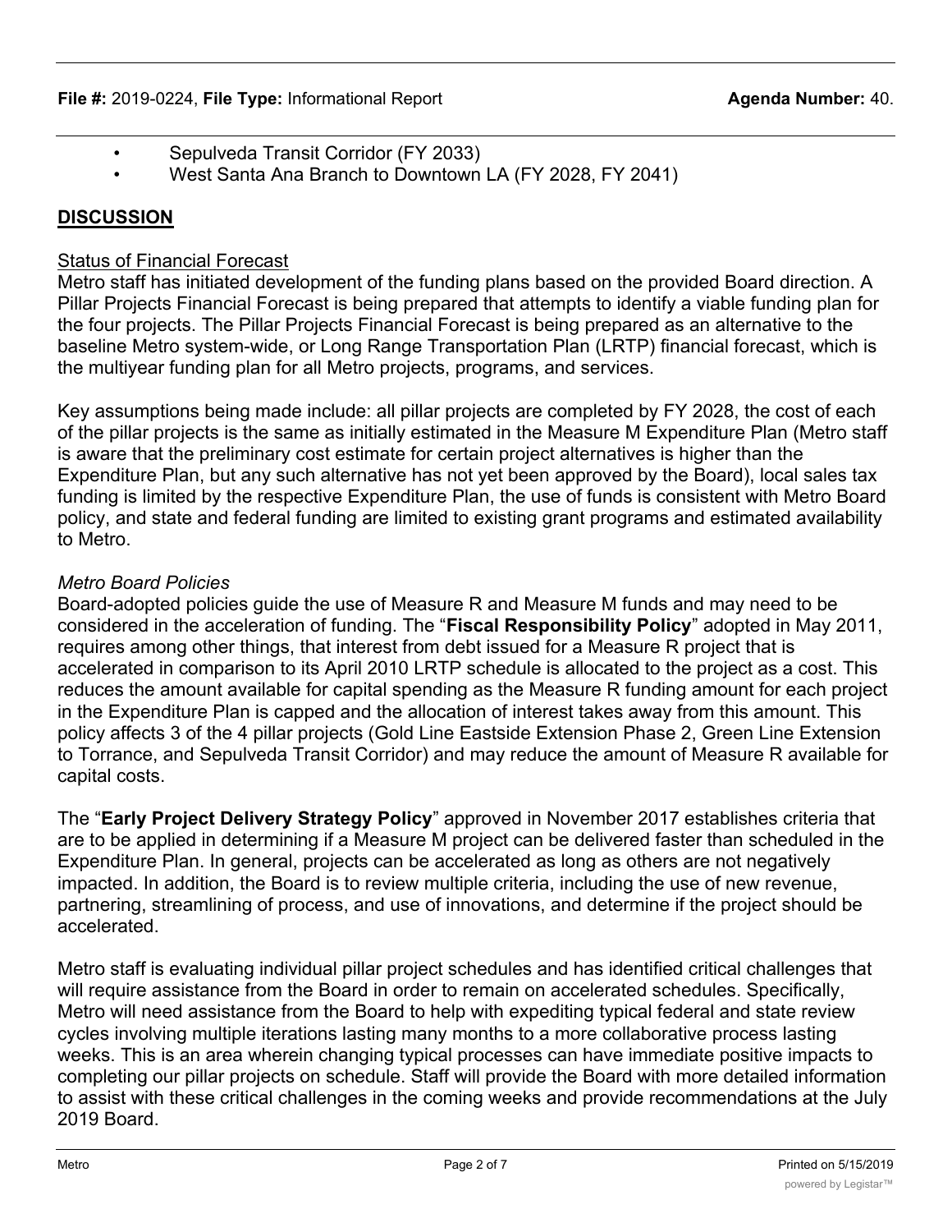- Sepulveda Transit Corridor (FY 2033)
- West Santa Ana Branch to Downtown LA (FY 2028, FY 2041)

## DISCUSSION

### Status of Financial Forecast

Metro staff has initiated development of the funding plans based on the provided Board direction. A Pillar Projects Financial Forecast is being prepared that attempts to identify a viable funding plan for the four projects. The Pillar Projects Financial Forecast is being prepared as an alternative to the baseline Metro system-wide, or Long Range Transportation Plan (LRTP) financial forecast, which is the multiyear funding plan for all Metro projects, programs, and services.

Key assumptions being made include: all pillar projects are completed by FY 2028, the cost of each of the pillar projects is the same as initially estimated in the Measure M Expenditure Plan (Metro staff is aware that the preliminary cost estimate for certain project alternatives is higher than the Expenditure Plan, but any such alternative has not yet been approved by the Board), local sales tax funding is limited by the respective Expenditure Plan, the use of funds is consistent with Metro Board policy, and state and federal funding are limited to existing grant programs and estimated availability to Metro.

*Metro Board Policies*

Board-adopted policies guide the use of Measure R and Measure M funds and may need to be considered in the acceleration of funding. The "**Fiscal Responsibility Policy**" adopted in May 2011, requires among other things, that interest from debt issued for a Measure R project that is accelerated in comparison to its April 2010 LRTP schedule is allocated to the project as a cost. This reduces the amount available for capital spending as the Measure R funding amount for each project in the Expenditure Plan is capped and the allocation of interest takes away from this amount. This policy affects 3 of the 4 pillar projects (Gold Line Eastside Extension Phase 2, Green Line Extension to Torrance, and Sepulveda Transit Corridor) and may reduce the amount of Measure R available for capital costs.

The "**Early Project Delivery Strategy Policy**" approved in November 2017 establishes criteria that are to be applied in determining if a Measure M project can be delivered faster than scheduled in the Expenditure Plan. In general, projects can be accelerated as long as others are not negatively impacted. In addition, the Board is to review multiple criteria, including the use of new revenue, partnering, streamlining of process, and use of innovations, and determine if the project should be accelerated.

Metro staff is evaluating individual pillar project schedules and has identified critical challenges that will require assistance from the Board in order to remain on accelerated schedules. Specifically, Metro will need assistance from the Board to help with expediting typical federal and state review cycles involving multiple iterations lasting many months to a more collaborative process lasting weeks. This is an area wherein changing typical processes can have immediate positive impacts to completing our pillar projects on schedule. Staff will provide the Board with more detailed information to assist with these critical challenges in the coming weeks and provide recommendations at the July 2019 Board.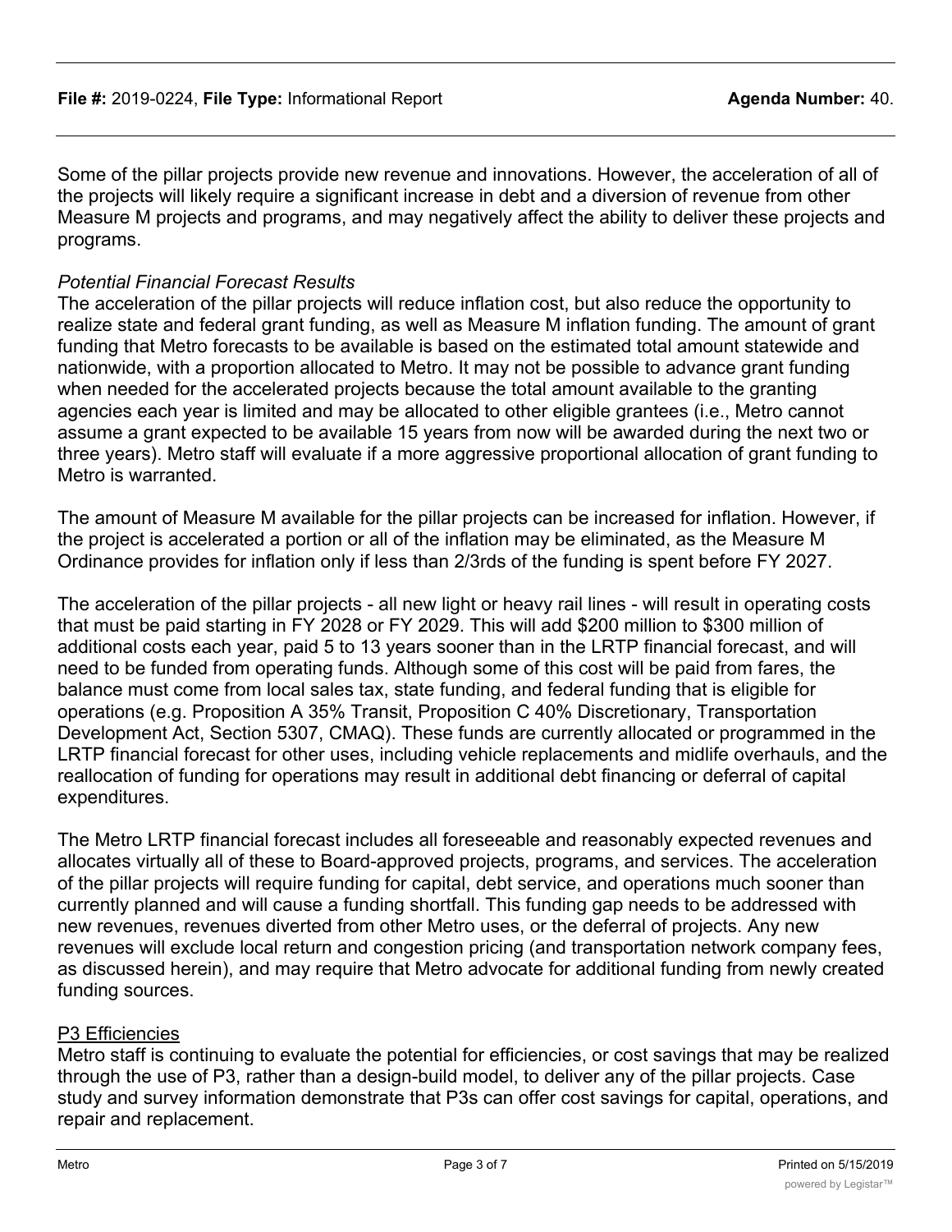Some of the pillar projects provide new revenue and innovations. However, the acceleration of all of the projects will likely require a significant increase in debt and a diversion of revenue from other Measure M projects and programs, and may negatively affect the ability to deliver these projects and programs.

*Potential Financial Forecast Results*

The acceleration of the pillar projects will reduce inflation cost, but also reduce the opportunity to realize state and federal grant funding, as well as Measure M inflation funding. The amount of grant funding that Metro forecasts to be available is based on the estimated total amount statewide and nationwide, with a proportion allocated to Metro. It may not be possible to advance grant funding when needed for the accelerated projects because the total amount available to the granting agencies each year is limited and may be allocated to other eligible grantees (i.e., Metro cannot assume a grant expected to be available 15 years from now will be awarded during the next two or three years). Metro staff will evaluate if a more aggressive proportional allocation of grant funding to Metro is warranted.

The amount of Measure M available for the pillar projects can be increased for inflation. However, if the project is accelerated a portion or all of the inflation may be eliminated, as the Measure M Ordinance provides for inflation only if less than 2/3rds of the funding is spent before FY 2027.

The acceleration of the pillar projects - all new light or heavy rail lines - will result in operating costs that must be paid starting in FY 2028 or FY 2029. This will add $200 million to $300 million of additional costs each year, paid 5 to 13 years sooner than in the LRTP financial forecast, and will need to be funded from operating funds. Although some of this cost will be paid from fares, the balance must come from local sales tax, state funding, and federal funding that is eligible for operations (e.g. Proposition A 35% Transit, Proposition C 40% Discretionary, Transportation Development Act, Section 5307, CMAQ). These funds are currently allocated or programmed in the LRTP financial forecast for other uses, including vehicle replacements and midlife overhauls, and the reallocation of funding for operations may result in additional debt financing or deferral of capital expenditures.

The Metro LRTP financial forecast includes all foreseeable and reasonably expected revenues and allocates virtually all of these to Board-approved projects, programs, and services. The acceleration of the pillar projects will require funding for capital, debt service, and operations much sooner than currently planned and will cause a funding shortfall. This funding gap needs to be addressed with new revenues, revenues diverted from other Metro uses, or the deferral of projects. Any new revenues will exclude local return and congestion pricing (and transportation network company fees, as discussed herein), and may require that Metro advocate for additional funding from newly created funding sources.

<u>P3 Efficiencies</u>

Metro staff is continuing to evaluate the potential for efficiencies, or cost savings that may be realized through the use of P3, rather than a design-build model, to deliver any of the pillar projects. Case study and survey information demonstrate that P3s can offer cost savings for capital, operations, and repair and replacement.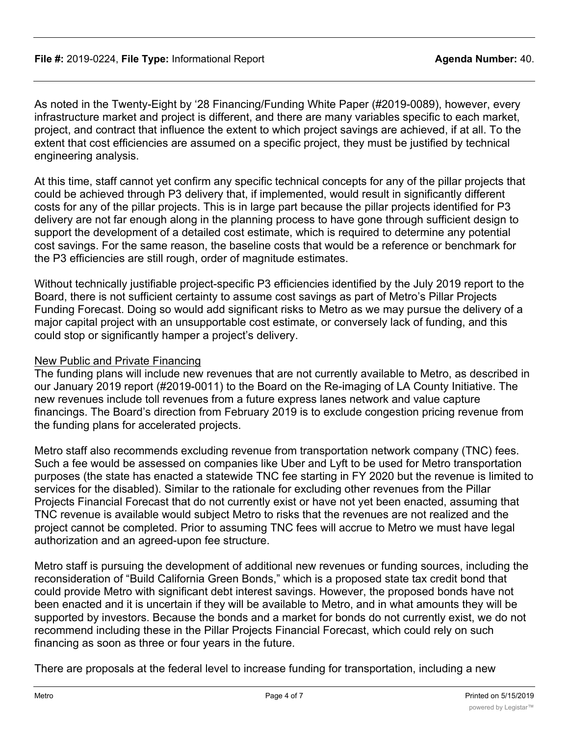As noted in the Twenty-Eight by '28 Financing/Funding White Paper (#2019-0089), however, every infrastructure market and project is different, and there are many variables specific to each market, project, and contract that influence the extent to which project savings are achieved, if at all. To the extent that cost efficiencies are assumed on a specific project, they must be justified by technical engineering analysis.

At this time, staff cannot yet confirm any specific technical concepts for any of the pillar projects that could be achieved through P3 delivery that, if implemented, would result in significantly different costs for any of the pillar projects. This is in large part because the pillar projects identified for P3 delivery are not far enough along in the planning process to have gone through sufficient design to support the development of a detailed cost estimate, which is required to determine any potential cost savings. For the same reason, the baseline costs that would be a reference or benchmark for the P3 efficiencies are still rough, order of magnitude estimates.

Without technically justifiable project-specific P3 efficiencies identified by the July 2019 report to the Board, there is not sufficient certainty to assume cost savings as part of Metro's Pillar Projects Funding Forecast. Doing so would add significant risks to Metro as we may pursue the delivery of a major capital project with an unsupportable cost estimate, or conversely lack of funding, and this could stop or significantly hamper a project's delivery.

<u>New Public and Private Financing</u>

The funding plans will include new revenues that are not currently available to Metro, as described in our January 2019 report (#2019-0011) to the Board on the Re-imaging of LA County Initiative. The new revenues include toll revenues from a future express lanes network and value capture financings. The Board's direction from February 2019 is to exclude congestion pricing revenue from the funding plans for accelerated projects.

Metro staff also recommends excluding revenue from transportation network company (TNC) fees. Such a fee would be assessed on companies like Uber and Lyft to be used for Metro transportation purposes (the state has enacted a statewide TNC fee starting in FY 2020 but the revenue is limited to services for the disabled). Similar to the rationale for excluding other revenues from the Pillar Projects Financial Forecast that do not currently exist or have not yet been enacted, assuming that TNC revenue is available would subject Metro to risks that the revenues are not realized and the project cannot be completed. Prior to assuming TNC fees will accrue to Metro we must have legal authorization and an agreed-upon fee structure.

Metro staff is pursuing the development of additional new revenues or funding sources, including the reconsideration of "Build California Green Bonds," which is a proposed state tax credit bond that could provide Metro with significant debt interest savings. However, the proposed bonds have not been enacted and it is uncertain if they will be available to Metro, and in what amounts they will be supported by investors. Because the bonds and a market for bonds do not currently exist, we do not recommend including these in the Pillar Projects Financial Forecast, which could rely on such financing as soon as three or four years in the future.

There are proposals at the federal level to increase funding for transportation, including a new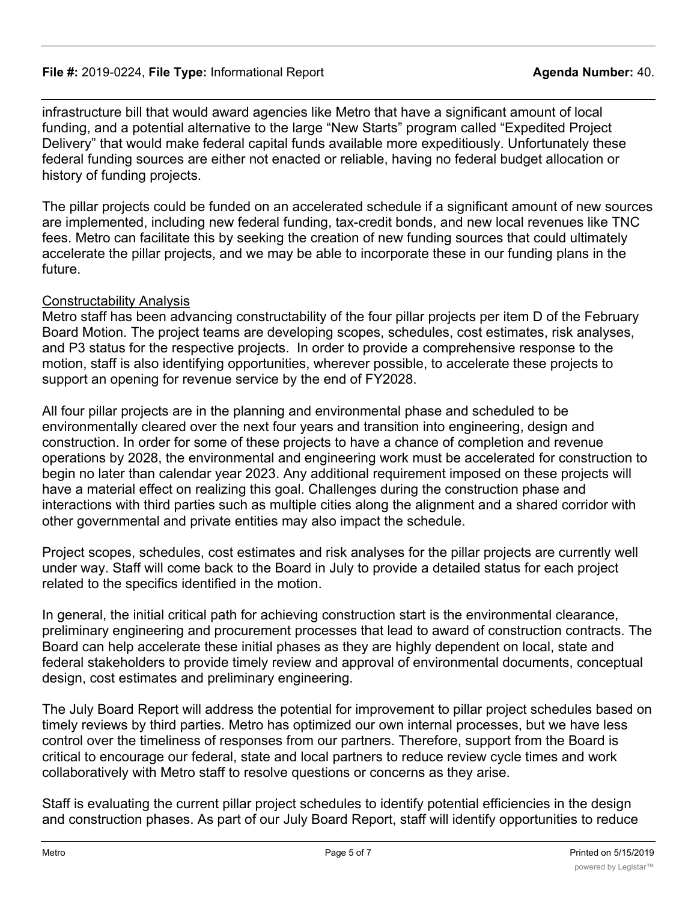infrastructure bill that would award agencies like Metro that have a significant amount of local funding, and a potential alternative to the large "New Starts" program called "Expedited Project Delivery" that would make federal capital funds available more expeditiously. Unfortunately these federal funding sources are either not enacted or reliable, having no federal budget allocation or history of funding projects.

The pillar projects could be funded on an accelerated schedule if a significant amount of new sources are implemented, including new federal funding, tax-credit bonds, and new local revenues like TNC fees. Metro can facilitate this by seeking the creation of new funding sources that could ultimately accelerate the pillar projects, and we may be able to incorporate these in our funding plans in the future.

Constructability Analysis

Metro staff has been advancing constructability of the four pillar projects per item D of the February Board Motion. The project teams are developing scopes, schedules, cost estimates, risk analyses, and P3 status for the respective projects. In order to provide a comprehensive response to the motion, staff is also identifying opportunities, wherever possible, to accelerate these projects to support an opening for revenue service by the end of FY2028.

All four pillar projects are in the planning and environmental phase and scheduled to be environmentally cleared over the next four years and transition into engineering, design and construction. In order for some of these projects to have a chance of completion and revenue operations by 2028, the environmental and engineering work must be accelerated for construction to begin no later than calendar year 2023. Any additional requirement imposed on these projects will have a material effect on realizing this goal. Challenges during the construction phase and interactions with third parties such as multiple cities along the alignment and a shared corridor with other governmental and private entities may also impact the schedule.

Project scopes, schedules, cost estimates and risk analyses for the pillar projects are currently well under way. Staff will come back to the Board in July to provide a detailed status for each project related to the specifics identified in the motion.

In general, the initial critical path for achieving construction start is the environmental clearance, preliminary engineering and procurement processes that lead to award of construction contracts. The Board can help accelerate these initial phases as they are highly dependent on local, state and federal stakeholders to provide timely review and approval of environmental documents, conceptual design, cost estimates and preliminary engineering.

The July Board Report will address the potential for improvement to pillar project schedules based on timely reviews by third parties. Metro has optimized our own internal processes, but we have less control over the timeliness of responses from our partners. Therefore, support from the Board is critical to encourage our federal, state and local partners to reduce review cycle times and work collaboratively with Metro staff to resolve questions or concerns as they arise.

Staff is evaluating the current pillar project schedules to identify potential efficiencies in the design and construction phases. As part of our July Board Report, staff will identify opportunities to reduce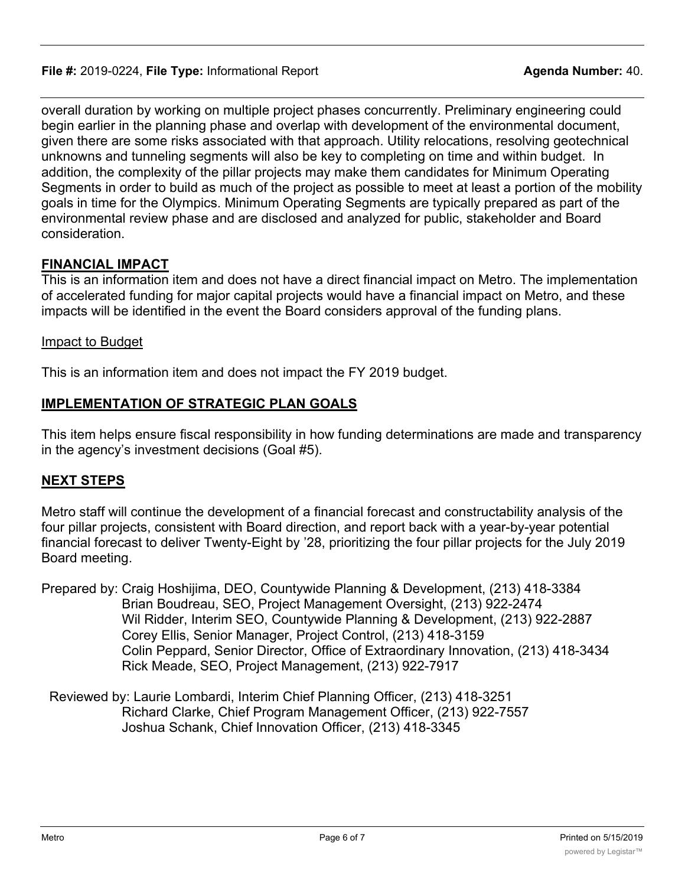overall duration by working on multiple project phases concurrently. Preliminary engineering could begin earlier in the planning phase and overlap with development of the environmental document, given there are some risks associated with that approach. Utility relocations, resolving geotechnical unknowns and tunneling segments will also be key to completing on time and within budget. In addition, the complexity of the pillar projects may make them candidates for Minimum Operating Segments in order to build as much of the project as possible to meet at least a portion of the mobility goals in time for the Olympics. Minimum Operating Segments are typically prepared as part of the environmental review phase and are disclosed and analyzed for public, stakeholder and Board consideration.

## FINANCIAL IMPACT

This is an information item and does not have a direct financial impact on Metro. The implementation of accelerated funding for major capital projects would have a financial impact on Metro, and these impacts will be identified in the event the Board considers approval of the funding plans.

### Impact to Budget

This is an information item and does not impact the FY 2019 budget.

## IMPLEMENTATION OF STRATEGIC PLAN GOALS

This item helps ensure fiscal responsibility in how funding determinations are made and transparency in the agency's investment decisions (Goal #5).

## NEXT STEPS

Metro staff will continue the development of a financial forecast and constructability analysis of the four pillar projects, consistent with Board direction, and report back with a year-by-year potential financial forecast to deliver Twenty-Eight by '28, prioritizing the four pillar projects for the July 2019 Board meeting.

Prepared by: Craig Hoshijima, DEO, Countywide Planning & Development, (213) 418-3384
Brian Boudreau, SEO, Project Management Oversight, (213) 922-2474
Wil Ridder, Interim SEO, Countywide Planning & Development, (213) 922-2887
Corey Ellis, Senior Manager, Project Control, (213) 418-3159
Colin Peppard, Senior Director, Office of Extraordinary Innovation, (213) 418-3434
Rick Meade, SEO, Project Management, (213) 922-7917

Reviewed by: Laurie Lombardi, Interim Chief Planning Officer, (213) 418-3251
Richard Clarke, Chief Program Management Officer, (213) 922-7557
Joshua Schank, Chief Innovation Officer, (213) 418-3345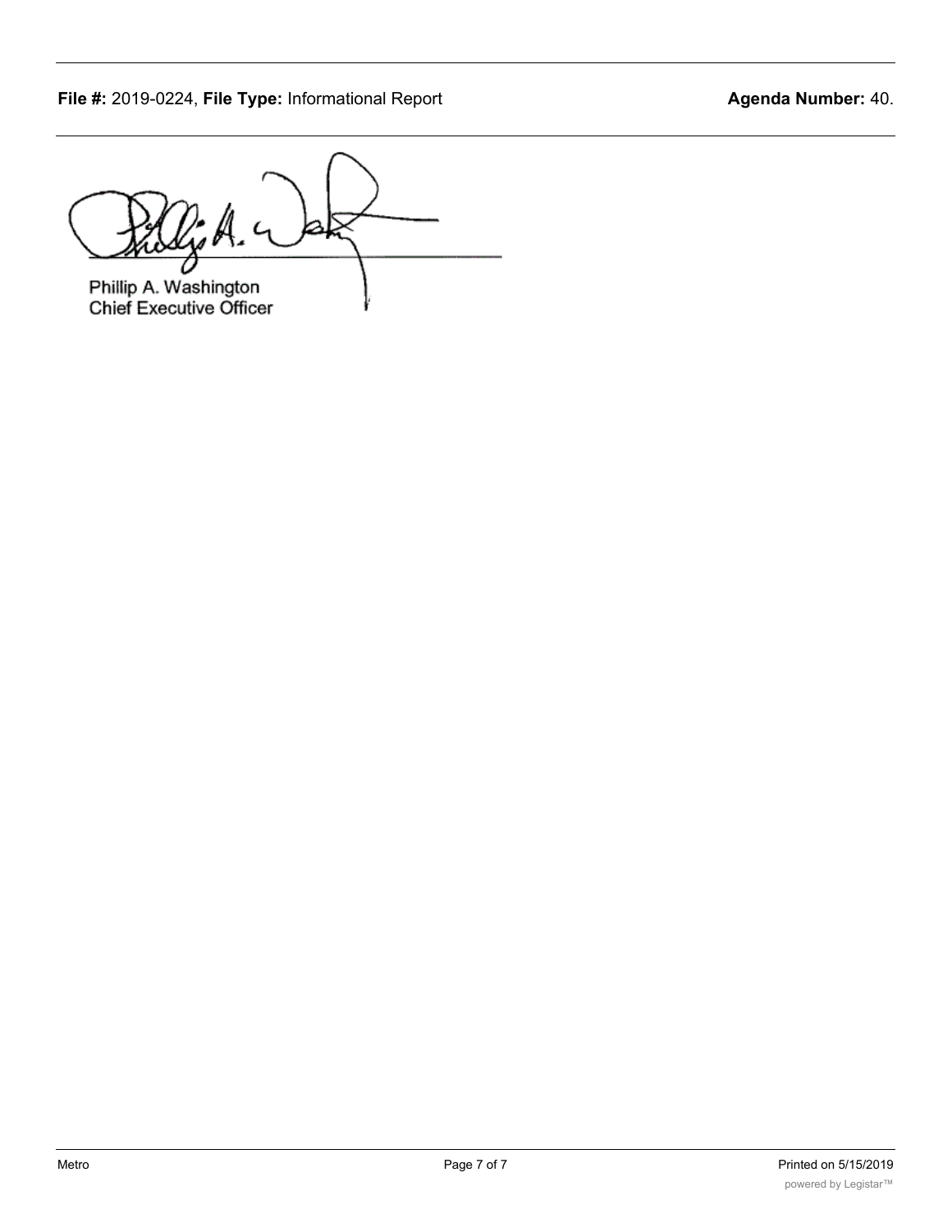Phillip A. Washington
Chief Executive Officer